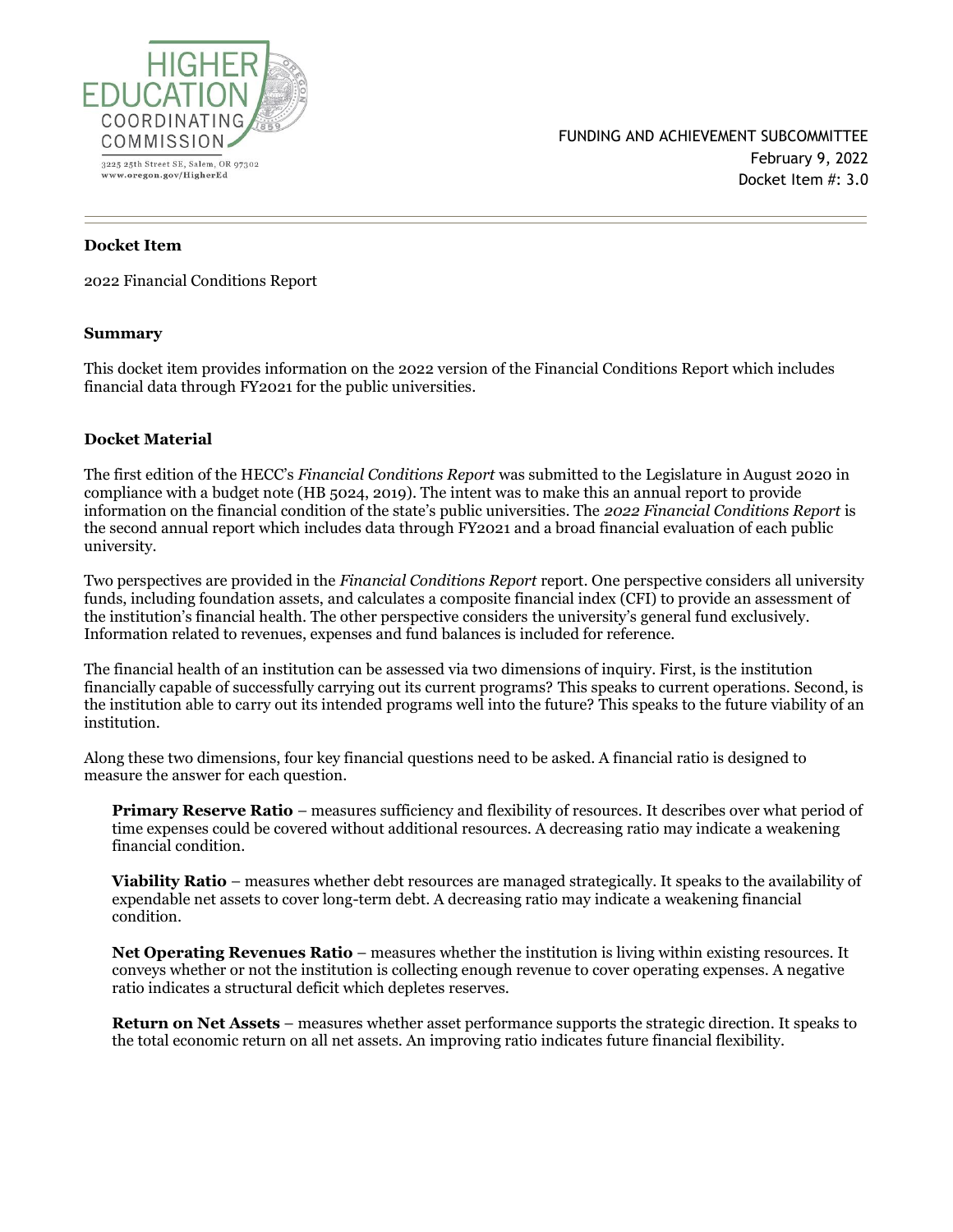HIGHER EDUCATION COORDINATING COMMISSION

3225 25th Street SE, Salem, OR 97302
www.oregon.gov/HigherEd

FUNDING AND ACHIEVEMENT SUBCOMMITTEE
February 9, 2022
Docket Item #: 3.0

---

**Docket Item**

2022 Financial Conditions Report

**Summary**

This docket item provides information on the 2022 version of the Financial Conditions Report which includes financial data through FY2021 for the public universities.

**Docket Material**

The first edition of the HECC's *Financial Conditions Report* was submitted to the Legislature in August 2020 in compliance with a budget note (HB 5024, 2019). The intent was to make this an annual report to provide information on the financial condition of the state's public universities. The *2022 Financial Conditions Report* is the second annual report which includes data through FY2021 and a broad financial evaluation of each public university.

Two perspectives are provided in the *Financial Conditions Report* report. One perspective considers all university funds, including foundation assets, and calculates a composite financial index (CFI) to provide an assessment of the institution's financial health. The other perspective considers the university's general fund exclusively. Information related to revenues, expenses and fund balances is included for reference.

The financial health of an institution can be assessed via two dimensions of inquiry. First, is the institution financially capable of successfully carrying out its current programs? This speaks to current operations. Second, is the institution able to carry out its intended programs well into the future? This speaks to the future viability of an institution.

Along these two dimensions, four key financial questions need to be asked. A financial ratio is designed to measure the answer for each question.

**Primary Reserve Ratio** – measures sufficiency and flexibility of resources. It describes over what period of time expenses could be covered without additional resources. A decreasing ratio may indicate a weakening financial condition.

**Viability Ratio** – measures whether debt resources are managed strategically. It speaks to the availability of expendable net assets to cover long-term debt. A decreasing ratio may indicate a weakening financial condition.

**Net Operating Revenues Ratio** – measures whether the institution is living within existing resources. It conveys whether or not the institution is collecting enough revenue to cover operating expenses. A negative ratio indicates a structural deficit which depletes reserves.

**Return on Net Assets** – measures whether asset performance supports the strategic direction. It speaks to the total economic return on all net assets. An improving ratio indicates future financial flexibility.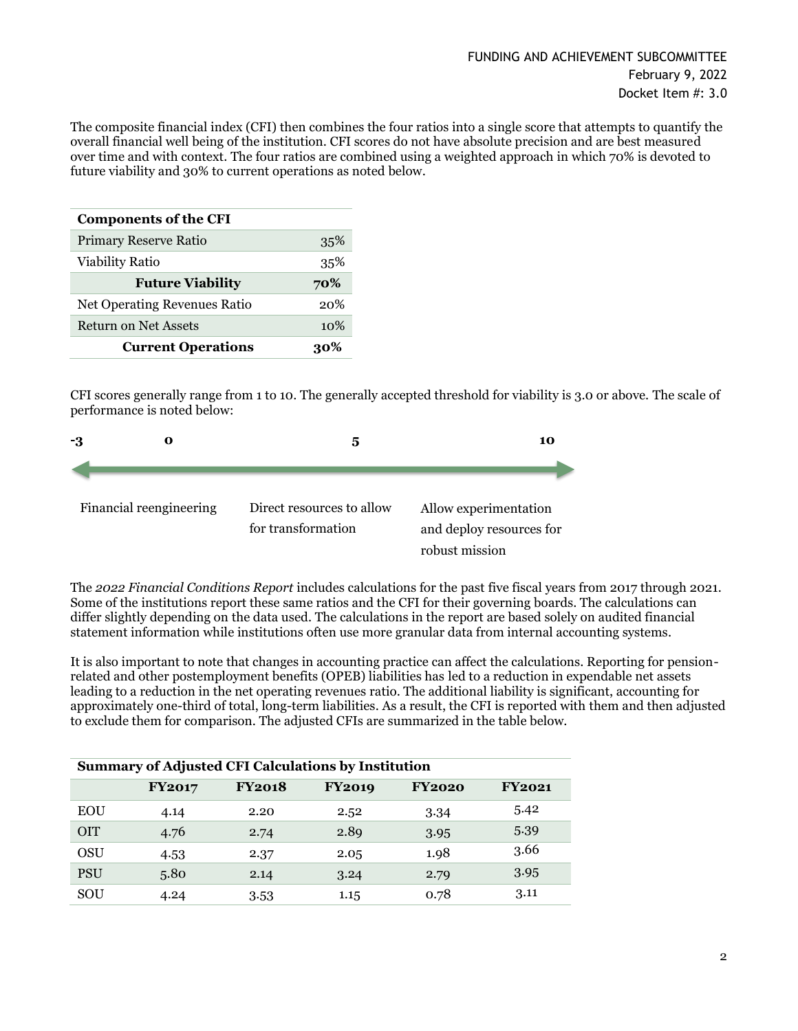The composite financial index (CFI) then combines the four ratios into a single score that attempts to quantify the overall financial well being of the institution. CFI scores do not have absolute precision and are best measured over time and with context. The four ratios are combined using a weighted approach in which 70% is devoted to future viability and 30% to current operations as noted below.

| **Components of the CFI** | |
|---|---|
| Primary Reserve Ratio | 35% |
| Viability Ratio | 35% |
| **Future Viability** | **70%** |
| Net Operating Revenues Ratio | 20% |
| Return on Net Assets | 10% |
| **Current Operations** | **30%** |

CFI scores generally range from 1 to 10. The generally accepted threshold for viability is 3.0 or above. The scale of performance is noted below:

**-3** **0** **5** **10**

Financial reengineering | Direct resources to allow for transformation | Allow experimentation and deploy resources for robust mission

The *2022 Financial Conditions Report* includes calculations for the past five fiscal years from 2017 through 2021. Some of the institutions report these same ratios and the CFI for their governing boards. The calculations can differ slightly depending on the data used. The calculations in the report are based solely on audited financial statement information while institutions often use more granular data from internal accounting systems.

It is also important to note that changes in accounting practice can affect the calculations. Reporting for pension-related and other postemployment benefits (OPEB) liabilities has led to a reduction in expendable net assets leading to a reduction in the net operating revenues ratio. The additional liability is significant, accounting for approximately one-third of total, long-term liabilities. As a result, the CFI is reported with them and then adjusted to exclude them for comparison. The adjusted CFIs are summarized in the table below.

**Summary of Adjusted CFI Calculations by Institution**

| | **FY2017** | **FY2018** | **FY2019** | **FY2020** | **FY2021** |
|---|---|---|---|---|---|
| EOU | 4.14 | 2.20 | 2.52 | 3.34 | 5.42 |
| OIT | 4.76 | 2.74 | 2.89 | 3.95 | 5.39 |
| OSU | 4.53 | 2.37 | 2.05 | 1.98 | 3.66 |
| PSU | 5.80 | 2.14 | 3.24 | 2.79 | 3.95 |
| SOU | 4.24 | 3.53 | 1.15 | 0.78 | 3.11 |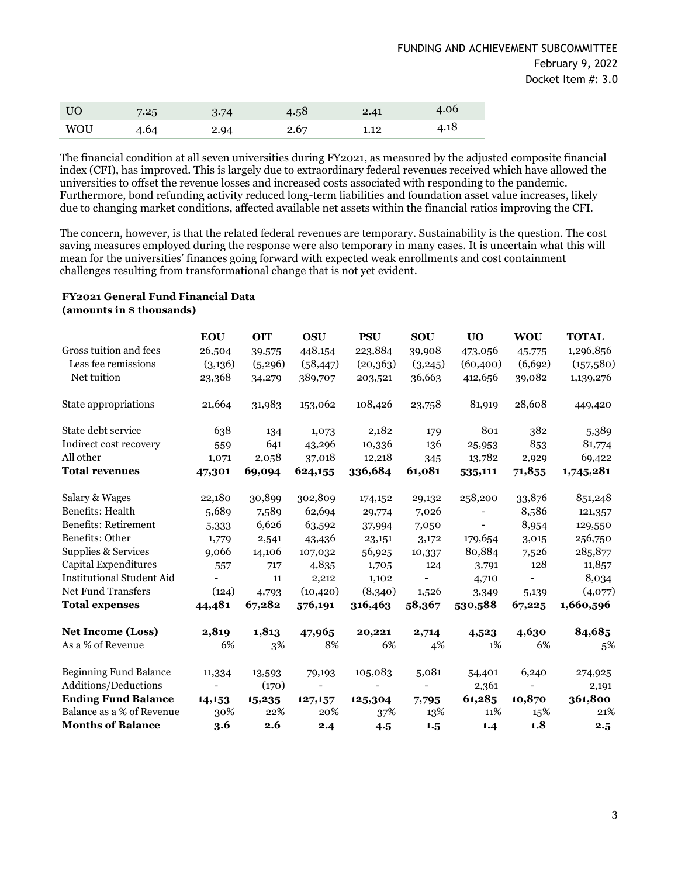| UO | 7.25 | 3.74 | 4.58 | 2.41 | 4.06 |
|---|---|---|---|---|---|
| WOU | 4.64 | 2.94 | 2.67 | 1.12 | 4.18 |

The financial condition at all seven universities during FY2021, as measured by the adjusted composite financial index (CFI), has improved. This is largely due to extraordinary federal revenues received which have allowed the universities to offset the revenue losses and increased costs associated with responding to the pandemic. Furthermore, bond refunding activity reduced long-term liabilities and foundation asset value increases, likely due to changing market conditions, affected available net assets within the financial ratios improving the CFI.

The concern, however, is that the related federal revenues are temporary. Sustainability is the question. The cost saving measures employed during the response were also temporary in many cases. It is uncertain what this will mean for the universities' finances going forward with expected weak enrollments and cost containment challenges resulting from transformational change that is not yet evident.

**FY2021 General Fund Financial Data (amounts in $ thousands)**

| | **EOU** | **OIT** | **OSU** | **PSU** | **SOU** | **UO** | **WOU** | **TOTAL** |
|---|---|---|---|---|---|---|---|---|
| Gross tuition and fees | 26,504 | 39,575 | 448,154 | 223,884 | 39,908 | 473,056 | 45,775 | 1,296,856 |
| Less fee remissions | (3,136) | (5,296) | (58,447) | (20,363) | (3,245) | (60,400) | (6,692) | (157,580) |
| Net tuition | 23,368 | 34,279 | 389,707 | 203,521 | 36,663 | 412,656 | 39,082 | 1,139,276 |
| | | | | | | | | |
| State appropriations | 21,664 | 31,983 | 153,062 | 108,426 | 23,758 | 81,919 | 28,608 | 449,420 |
| | | | | | | | | |
| State debt service | 638 | 134 | 1,073 | 2,182 | 179 | 801 | 382 | 5,389 |
| Indirect cost recovery | 559 | 641 | 43,296 | 10,336 | 136 | 25,953 | 853 | 81,774 |
| All other | 1,071 | 2,058 | 37,018 | 12,218 | 345 | 13,782 | 2,929 | 69,422 |
| **Total revenues** | **47,301** | **69,094** | **624,155** | **336,684** | **61,081** | **535,111** | **71,855** | **1,745,281** |
| | | | | | | | | |
| Salary & Wages | 22,180 | 30,899 | 302,809 | 174,152 | 29,132 | 258,200 | 33,876 | 851,248 |
| Benefits: Health | 5,689 | 7,589 | 62,694 | 29,774 | 7,026 | - | 8,586 | 121,357 |
| Benefits: Retirement | 5,333 | 6,626 | 63,592 | 37,994 | 7,050 | - | 8,954 | 129,550 |
| Benefits: Other | 1,779 | 2,541 | 43,436 | 23,151 | 3,172 | 179,654 | 3,015 | 256,750 |
| Supplies & Services | 9,066 | 14,106 | 107,032 | 56,925 | 10,337 | 80,884 | 7,526 | 285,877 |
| Capital Expenditures | 557 | 717 | 4,835 | 1,705 | 124 | 3,791 | 128 | 11,857 |
| Institutional Student Aid | - | 11 | 2,212 | 1,102 | - | 4,710 | - | 8,034 |
| Net Fund Transfers | (124) | 4,793 | (10,420) | (8,340) | 1,526 | 3,349 | 5,139 | (4,077) |
| **Total expenses** | **44,481** | **67,282** | **576,191** | **316,463** | **58,367** | **530,588** | **67,225** | **1,660,596** |
| | | | | | | | | |
| **Net Income (Loss)** | **2,819** | **1,813** | **47,965** | **20,221** | **2,714** | **4,523** | **4,630** | **84,685** |
| As a % of Revenue | 6% | 3% | 8% | 6% | 4% | 1% | 6% | 5% |
| | | | | | | | | |
| Beginning Fund Balance | 11,334 | 13,593 | 79,193 | 105,083 | 5,081 | 54,401 | 6,240 | 274,925 |
| Additions/Deductions | - | (170) | - | - | - | 2,361 | - | 2,191 |
| **Ending Fund Balance** | **14,153** | **15,235** | **127,157** | **125,304** | **7,795** | **61,285** | **10,870** | **361,800** |
| Balance as a % of Revenue | 30% | 22% | 20% | 37% | 13% | 11% | 15% | 21% |
| **Months of Balance** | **3.6** | **2.6** | **2.4** | **4.5** | **1.5** | **1.4** | **1.8** | **2.5** |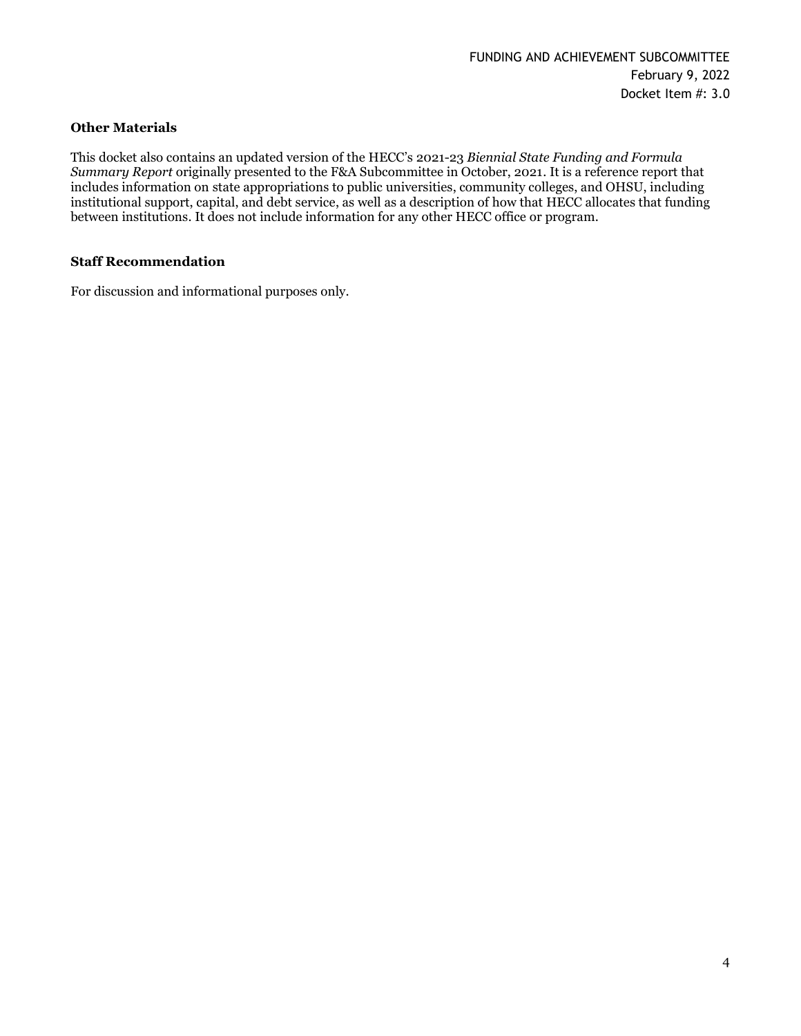### Other Materials

This docket also contains an updated version of the HECC's 2021-23 *Biennial State Funding and Formula Summary Report* originally presented to the F&A Subcommittee in October, 2021. It is a reference report that includes information on state appropriations to public universities, community colleges, and OHSU, including institutional support, capital, and debt service, as well as a description of how that HECC allocates that funding between institutions. It does not include information for any other HECC office or program.

### Staff Recommendation

For discussion and informational purposes only.